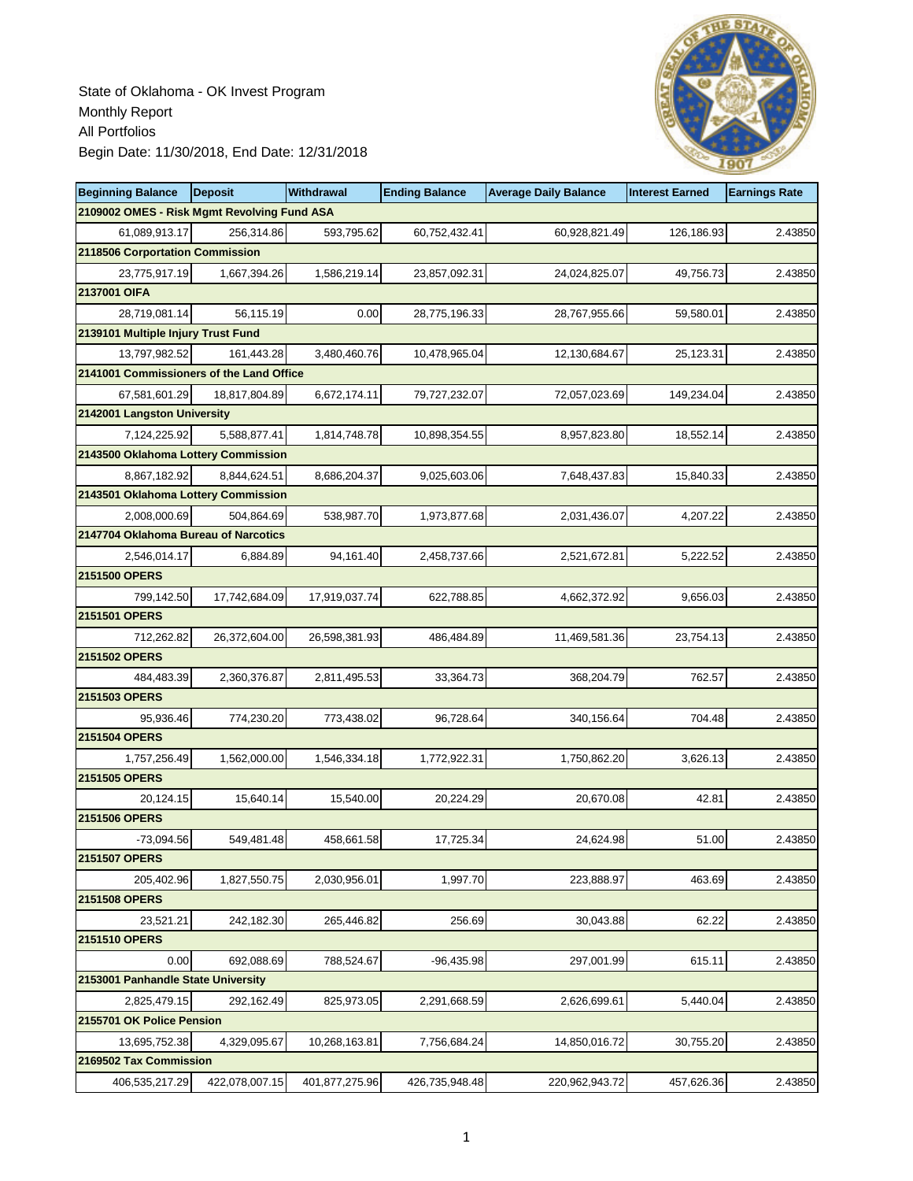State of Oklahoma - OK Invest Program
Monthly Report
All Portfolios
Begin Date: 11/30/2018, End Date: 12/31/2018

| Beginning Balance | Deposit | Withdrawal | Ending Balance | Average Daily Balance | Interest Earned | Earnings Rate |
|---|---|---|---|---|---|---|
| **2109002 OMES - Risk Mgmt Revolving Fund ASA** | | | | | | |
| 61,089,913.17 | 256,314.86 | 593,795.62 | 60,752,432.41 | 60,928,821.49 | 126,186.93 | 2.43850 |
| **2118506 Corportation Commission** | | | | | | |
| 23,775,917.19 | 1,667,394.26 | 1,586,219.14 | 23,857,092.31 | 24,024,825.07 | 49,756.73 | 2.43850 |
| **2137001 OIFA** | | | | | | |
| 28,719,081.14 | 56,115.19 | 0.00 | 28,775,196.33 | 28,767,955.66 | 59,580.01 | 2.43850 |
| **2139101 Multiple Injury Trust Fund** | | | | | | |
| 13,797,982.52 | 161,443.28 | 3,480,460.76 | 10,478,965.04 | 12,130,684.67 | 25,123.31 | 2.43850 |
| **2141001 Commissioners of the Land Office** | | | | | | |
| 67,581,601.29 | 18,817,804.89 | 6,672,174.11 | 79,727,232.07 | 72,057,023.69 | 149,234.04 | 2.43850 |
| **2142001 Langston University** | | | | | | |
| 7,124,225.92 | 5,588,877.41 | 1,814,748.78 | 10,898,354.55 | 8,957,823.80 | 18,552.14 | 2.43850 |
| **2143500 Oklahoma Lottery Commission** | | | | | | |
| 8,867,182.92 | 8,844,624.51 | 8,686,204.37 | 9,025,603.06 | 7,648,437.83 | 15,840.33 | 2.43850 |
| **2143501 Oklahoma Lottery Commission** | | | | | | |
| 2,008,000.69 | 504,864.69 | 538,987.70 | 1,973,877.68 | 2,031,436.07 | 4,207.22 | 2.43850 |
| **2147704 Oklahoma Bureau of Narcotics** | | | | | | |
| 2,546,014.17 | 6,884.89 | 94,161.40 | 2,458,737.66 | 2,521,672.81 | 5,222.52 | 2.43850 |
| **2151500 OPERS** | | | | | | |
| 799,142.50 | 17,742,684.09 | 17,919,037.74 | 622,788.85 | 4,662,372.92 | 9,656.03 | 2.43850 |
| **2151501 OPERS** | | | | | | |
| 712,262.82 | 26,372,604.00 | 26,598,381.93 | 486,484.89 | 11,469,581.36 | 23,754.13 | 2.43850 |
| **2151502 OPERS** | | | | | | |
| 484,483.39 | 2,360,376.87 | 2,811,495.53 | 33,364.73 | 368,204.79 | 762.57 | 2.43850 |
| **2151503 OPERS** | | | | | | |
| 95,936.46 | 774,230.20 | 773,438.02 | 96,728.64 | 340,156.64 | 704.48 | 2.43850 |
| **2151504 OPERS** | | | | | | |
| 1,757,256.49 | 1,562,000.00 | 1,546,334.18 | 1,772,922.31 | 1,750,862.20 | 3,626.13 | 2.43850 |
| **2151505 OPERS** | | | | | | |
| 20,124.15 | 15,640.14 | 15,540.00 | 20,224.29 | 20,670.08 | 42.81 | 2.43850 |
| **2151506 OPERS** | | | | | | |
| -73,094.56 | 549,481.48 | 458,661.58 | 17,725.34 | 24,624.98 | 51.00 | 2.43850 |
| **2151507 OPERS** | | | | | | |
| 205,402.96 | 1,827,550.75 | 2,030,956.01 | 1,997.70 | 223,888.97 | 463.69 | 2.43850 |
| **2151508 OPERS** | | | | | | |
| 23,521.21 | 242,182.30 | 265,446.82 | 256.69 | 30,043.88 | 62.22 | 2.43850 |
| **2151510 OPERS** | | | | | | |
| 0.00 | 692,088.69 | 788,524.67 | -96,435.98 | 297,001.99 | 615.11 | 2.43850 |
| **2153001 Panhandle State University** | | | | | | |
| 2,825,479.15 | 292,162.49 | 825,973.05 | 2,291,668.59 | 2,626,699.61 | 5,440.04 | 2.43850 |
| **2155701 OK Police Pension** | | | | | | |
| 13,695,752.38 | 4,329,095.67 | 10,268,163.81 | 7,756,684.24 | 14,850,016.72 | 30,755.20 | 2.43850 |
| **2169502 Tax Commission** | | | | | | |
| 406,535,217.29 | 422,078,007.15 | 401,877,275.96 | 426,735,948.48 | 220,962,943.72 | 457,626.36 | 2.43850 |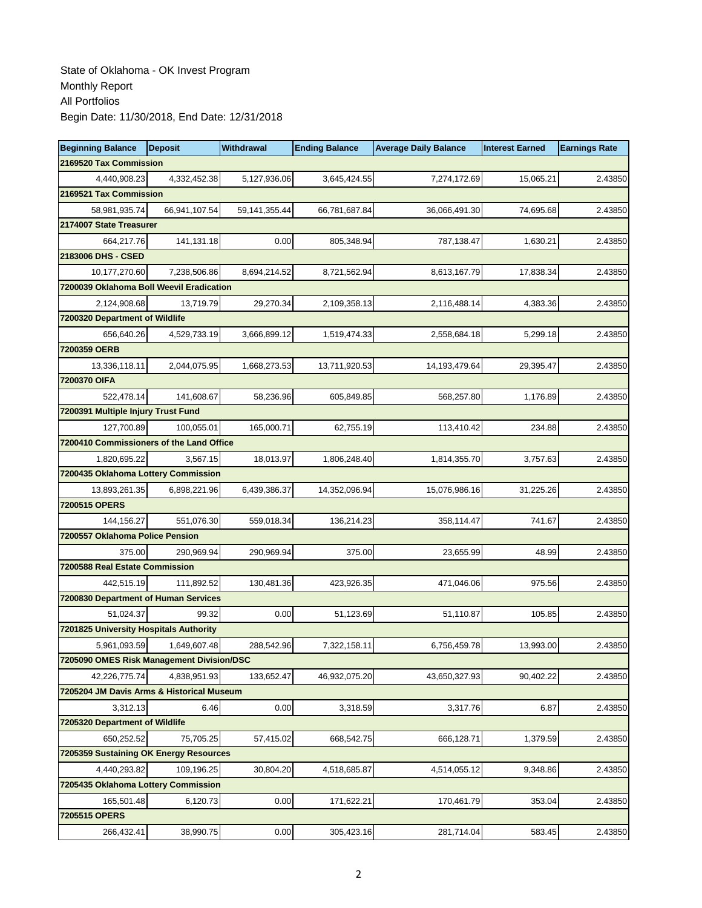State of Oklahoma - OK Invest Program
Monthly Report
All Portfolios
Begin Date: 11/30/2018, End Date: 12/31/2018

| Beginning Balance | Deposit | Withdrawal | Ending Balance | Average Daily Balance | Interest Earned | Earnings Rate |
|---|---|---|---|---|---|---|
| **2169520 Tax Commission** | | | | | | |
| 4,440,908.23 | 4,332,452.38 | 5,127,936.06 | 3,645,424.55 | 7,274,172.69 | 15,065.21 | 2.43850 |
| **2169521 Tax Commission** | | | | | | |
| 58,981,935.74 | 66,941,107.54 | 59,141,355.44 | 66,781,687.84 | 36,066,491.30 | 74,695.68 | 2.43850 |
| **2174007 State Treasurer** | | | | | | |
| 664,217.76 | 141,131.18 | 0.00 | 805,348.94 | 787,138.47 | 1,630.21 | 2.43850 |
| **2183006 DHS - CSED** | | | | | | |
| 10,177,270.60 | 7,238,506.86 | 8,694,214.52 | 8,721,562.94 | 8,613,167.79 | 17,838.34 | 2.43850 |
| **7200039 Oklahoma Boll Weevil Eradication** | | | | | | |
| 2,124,908.68 | 13,719.79 | 29,270.34 | 2,109,358.13 | 2,116,488.14 | 4,383.36 | 2.43850 |
| **7200320 Department of Wildlife** | | | | | | |
| 656,640.26 | 4,529,733.19 | 3,666,899.12 | 1,519,474.33 | 2,558,684.18 | 5,299.18 | 2.43850 |
| **7200359 OERB** | | | | | | |
| 13,336,118.11 | 2,044,075.95 | 1,668,273.53 | 13,711,920.53 | 14,193,479.64 | 29,395.47 | 2.43850 |
| **7200370 OIFA** | | | | | | |
| 522,478.14 | 141,608.67 | 58,236.96 | 605,849.85 | 568,257.80 | 1,176.89 | 2.43850 |
| **7200391 Multiple Injury Trust Fund** | | | | | | |
| 127,700.89 | 100,055.01 | 165,000.71 | 62,755.19 | 113,410.42 | 234.88 | 2.43850 |
| **7200410 Commissioners of the Land Office** | | | | | | |
| 1,820,695.22 | 3,567.15 | 18,013.97 | 1,806,248.40 | 1,814,355.70 | 3,757.63 | 2.43850 |
| **7200435 Oklahoma Lottery Commission** | | | | | | |
| 13,893,261.35 | 6,898,221.96 | 6,439,386.37 | 14,352,096.94 | 15,076,986.16 | 31,225.26 | 2.43850 |
| **7200515 OPERS** | | | | | | |
| 144,156.27 | 551,076.30 | 559,018.34 | 136,214.23 | 358,114.47 | 741.67 | 2.43850 |
| **7200557 Oklahoma Police Pension** | | | | | | |
| 375.00 | 290,969.94 | 290,969.94 | 375.00 | 23,655.99 | 48.99 | 2.43850 |
| **7200588 Real Estate Commission** | | | | | | |
| 442,515.19 | 111,892.52 | 130,481.36 | 423,926.35 | 471,046.06 | 975.56 | 2.43850 |
| **7200830 Department of Human Services** | | | | | | |
| 51,024.37 | 99.32 | 0.00 | 51,123.69 | 51,110.87 | 105.85 | 2.43850 |
| **7201825 University Hospitals Authority** | | | | | | |
| 5,961,093.59 | 1,649,607.48 | 288,542.96 | 7,322,158.11 | 6,756,459.78 | 13,993.00 | 2.43850 |
| **7205090 OMES Risk Management Division/DSC** | | | | | | |
| 42,226,775.74 | 4,838,951.93 | 133,652.47 | 46,932,075.20 | 43,650,327.93 | 90,402.22 | 2.43850 |
| **7205204 JM Davis Arms & Historical Museum** | | | | | | |
| 3,312.13 | 6.46 | 0.00 | 3,318.59 | 3,317.76 | 6.87 | 2.43850 |
| **7205320 Department of Wildlife** | | | | | | |
| 650,252.52 | 75,705.25 | 57,415.02 | 668,542.75 | 666,128.71 | 1,379.59 | 2.43850 |
| **7205359 Sustaining OK Energy Resources** | | | | | | |
| 4,440,293.82 | 109,196.25 | 30,804.20 | 4,518,685.87 | 4,514,055.12 | 9,348.86 | 2.43850 |
| **7205435 Oklahoma Lottery Commission** | | | | | | |
| 165,501.48 | 6,120.73 | 0.00 | 171,622.21 | 170,461.79 | 353.04 | 2.43850 |
| **7205515 OPERS** | | | | | | |
| 266,432.41 | 38,990.75 | 0.00 | 305,423.16 | 281,714.04 | 583.45 | 2.43850 |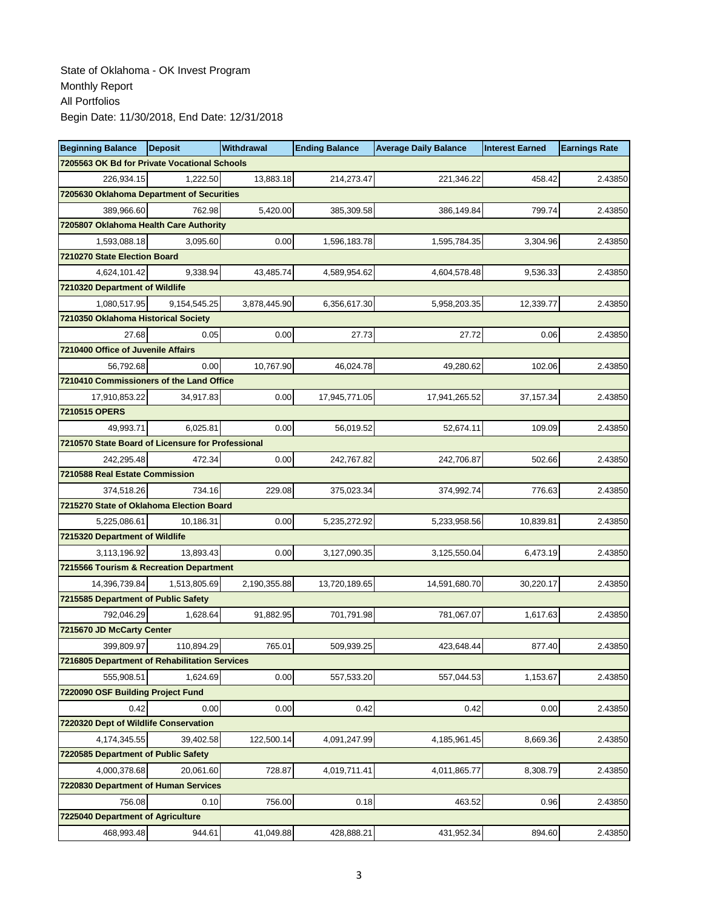State of Oklahoma - OK Invest Program
Monthly Report
All Portfolios
Begin Date: 11/30/2018, End Date: 12/31/2018

| Beginning Balance | Deposit | Withdrawal | Ending Balance | Average Daily Balance | Interest Earned | Earnings Rate |
|---|---|---|---|---|---|---|
| **7205563 OK Bd for Private Vocational Schools** | | | | | | |
| 226,934.15 | 1,222.50 | 13,883.18 | 214,273.47 | 221,346.22 | 458.42 | 2.43850 |
| **7205630 Oklahoma Department of Securities** | | | | | | |
| 389,966.60 | 762.98 | 5,420.00 | 385,309.58 | 386,149.84 | 799.74 | 2.43850 |
| **7205807 Oklahoma Health Care Authority** | | | | | | |
| 1,593,088.18 | 3,095.60 | 0.00 | 1,596,183.78 | 1,595,784.35 | 3,304.96 | 2.43850 |
| **7210270 State Election Board** | | | | | | |
| 4,624,101.42 | 9,338.94 | 43,485.74 | 4,589,954.62 | 4,604,578.48 | 9,536.33 | 2.43850 |
| **7210320 Department of Wildlife** | | | | | | |
| 1,080,517.95 | 9,154,545.25 | 3,878,445.90 | 6,356,617.30 | 5,958,203.35 | 12,339.77 | 2.43850 |
| **7210350 Oklahoma Historical Society** | | | | | | |
| 27.68 | 0.05 | 0.00 | 27.73 | 27.72 | 0.06 | 2.43850 |
| **7210400 Office of Juvenile Affairs** | | | | | | |
| 56,792.68 | 0.00 | 10,767.90 | 46,024.78 | 49,280.62 | 102.06 | 2.43850 |
| **7210410 Commissioners of the Land Office** | | | | | | |
| 17,910,853.22 | 34,917.83 | 0.00 | 17,945,771.05 | 17,941,265.52 | 37,157.34 | 2.43850 |
| **7210515 OPERS** | | | | | | |
| 49,993.71 | 6,025.81 | 0.00 | 56,019.52 | 52,674.11 | 109.09 | 2.43850 |
| **7210570 State Board of Licensure for Professional** | | | | | | |
| 242,295.48 | 472.34 | 0.00 | 242,767.82 | 242,706.87 | 502.66 | 2.43850 |
| **7210588 Real Estate Commission** | | | | | | |
| 374,518.26 | 734.16 | 229.08 | 375,023.34 | 374,992.74 | 776.63 | 2.43850 |
| **7215270 State of Oklahoma Election Board** | | | | | | |
| 5,225,086.61 | 10,186.31 | 0.00 | 5,235,272.92 | 5,233,958.56 | 10,839.81 | 2.43850 |
| **7215320 Department of Wildlife** | | | | | | |
| 3,113,196.92 | 13,893.43 | 0.00 | 3,127,090.35 | 3,125,550.04 | 6,473.19 | 2.43850 |
| **7215566 Tourism & Recreation Department** | | | | | | |
| 14,396,739.84 | 1,513,805.69 | 2,190,355.88 | 13,720,189.65 | 14,591,680.70 | 30,220.17 | 2.43850 |
| **7215585 Department of Public Safety** | | | | | | |
| 792,046.29 | 1,628.64 | 91,882.95 | 701,791.98 | 781,067.07 | 1,617.63 | 2.43850 |
| **7215670 JD McCarty Center** | | | | | | |
| 399,809.97 | 110,894.29 | 765.01 | 509,939.25 | 423,648.44 | 877.40 | 2.43850 |
| **7216805 Department of Rehabilitation Services** | | | | | | |
| 555,908.51 | 1,624.69 | 0.00 | 557,533.20 | 557,044.53 | 1,153.67 | 2.43850 |
| **7220090 OSF Building Project Fund** | | | | | | |
| 0.42 | 0.00 | 0.00 | 0.42 | 0.42 | 0.00 | 2.43850 |
| **7220320 Dept of Wildlife Conservation** | | | | | | |
| 4,174,345.55 | 39,402.58 | 122,500.14 | 4,091,247.99 | 4,185,961.45 | 8,669.36 | 2.43850 |
| **7220585 Department of Public Safety** | | | | | | |
| 4,000,378.68 | 20,061.60 | 728.87 | 4,019,711.41 | 4,011,865.77 | 8,308.79 | 2.43850 |
| **7220830 Department of Human Services** | | | | | | |
| 756.08 | 0.10 | 756.00 | 0.18 | 463.52 | 0.96 | 2.43850 |
| **7225040 Department of Agriculture** | | | | | | |
| 468,993.48 | 944.61 | 41,049.88 | 428,888.21 | 431,952.34 | 894.60 | 2.43850 |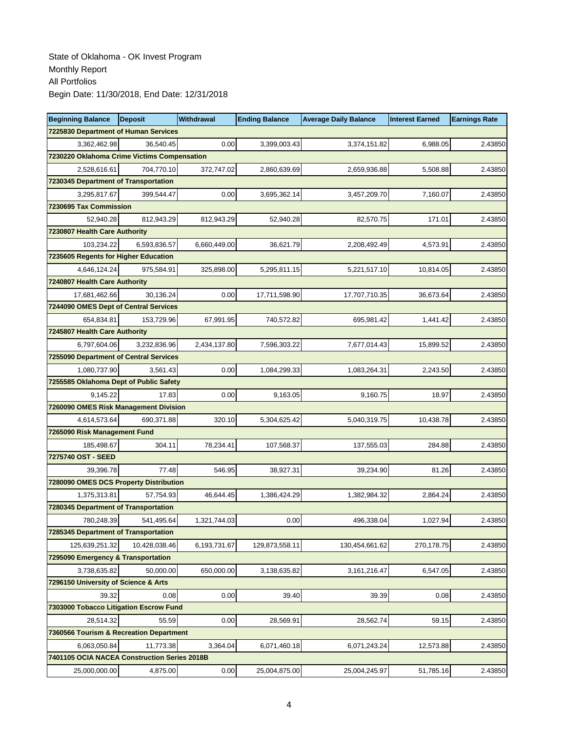State of Oklahoma - OK Invest Program
Monthly Report
All Portfolios
Begin Date: 11/30/2018, End Date: 12/31/2018

| Beginning Balance | Deposit | Withdrawal | Ending Balance | Average Daily Balance | Interest Earned | Earnings Rate |
|---|---|---|---|---|---|---|
| **7225830 Department of Human Services** | | | | | | |
| 3,362,462.98 | 36,540.45 | 0.00 | 3,399,003.43 | 3,374,151.82 | 6,988.05 | 2.43850 |
| **7230220 Oklahoma Crime Victims Compensation** | | | | | | |
| 2,528,616.61 | 704,770.10 | 372,747.02 | 2,860,639.69 | 2,659,936.88 | 5,508.88 | 2.43850 |
| **7230345 Department of Transportation** | | | | | | |
| 3,295,817.67 | 399,544.47 | 0.00 | 3,695,362.14 | 3,457,209.70 | 7,160.07 | 2.43850 |
| **7230695 Tax Commission** | | | | | | |
| 52,940.28 | 812,943.29 | 812,943.29 | 52,940.28 | 82,570.75 | 171.01 | 2.43850 |
| **7230807 Health Care Authority** | | | | | | |
| 103,234.22 | 6,593,836.57 | 6,660,449.00 | 36,621.79 | 2,208,492.49 | 4,573.91 | 2.43850 |
| **7235605 Regents for Higher Education** | | | | | | |
| 4,646,124.24 | 975,584.91 | 325,898.00 | 5,295,811.15 | 5,221,517.10 | 10,814.05 | 2.43850 |
| **7240807 Health Care Authority** | | | | | | |
| 17,681,462.66 | 30,136.24 | 0.00 | 17,711,598.90 | 17,707,710.35 | 36,673.64 | 2.43850 |
| **7244090 OMES Dept of Central Services** | | | | | | |
| 654,834.81 | 153,729.96 | 67,991.95 | 740,572.82 | 695,981.42 | 1,441.42 | 2.43850 |
| **7245807 Health Care Authority** | | | | | | |
| 6,797,604.06 | 3,232,836.96 | 2,434,137.80 | 7,596,303.22 | 7,677,014.43 | 15,899.52 | 2.43850 |
| **7255090 Department of Central Services** | | | | | | |
| 1,080,737.90 | 3,561.43 | 0.00 | 1,084,299.33 | 1,083,264.31 | 2,243.50 | 2.43850 |
| **7255585 Oklahoma Dept of Public Safety** | | | | | | |
| 9,145.22 | 17.83 | 0.00 | 9,163.05 | 9,160.75 | 18.97 | 2.43850 |
| **7260090 OMES Risk Management Division** | | | | | | |
| 4,614,573.64 | 690,371.88 | 320.10 | 5,304,625.42 | 5,040,319.75 | 10,438.78 | 2.43850 |
| **7265090 Risk Management Fund** | | | | | | |
| 185,498.67 | 304.11 | 78,234.41 | 107,568.37 | 137,555.03 | 284.88 | 2.43850 |
| **7275740 OST - SEED** | | | | | | |
| 39,396.78 | 77.48 | 546.95 | 38,927.31 | 39,234.90 | 81.26 | 2.43850 |
| **7280090 OMES DCS Property Distribution** | | | | | | |
| 1,375,313.81 | 57,754.93 | 46,644.45 | 1,386,424.29 | 1,382,984.32 | 2,864.24 | 2.43850 |
| **7280345 Department of Transportation** | | | | | | |
| 780,248.39 | 541,495.64 | 1,321,744.03 | 0.00 | 496,338.04 | 1,027.94 | 2.43850 |
| **7285345 Department of Transportation** | | | | | | |
| 125,639,251.32 | 10,428,038.46 | 6,193,731.67 | 129,873,558.11 | 130,454,661.62 | 270,178.75 | 2.43850 |
| **7295090 Emergency & Transportation** | | | | | | |
| 3,738,635.82 | 50,000.00 | 650,000.00 | 3,138,635.82 | 3,161,216.47 | 6,547.05 | 2.43850 |
| **7296150 University of Science & Arts** | | | | | | |
| 39.32 | 0.08 | 0.00 | 39.40 | 39.39 | 0.08 | 2.43850 |
| **7303000 Tobacco Litigation Escrow Fund** | | | | | | |
| 28,514.32 | 55.59 | 0.00 | 28,569.91 | 28,562.74 | 59.15 | 2.43850 |
| **7360566 Tourism & Recreation Department** | | | | | | |
| 6,063,050.84 | 11,773.38 | 3,364.04 | 6,071,460.18 | 6,071,243.24 | 12,573.88 | 2.43850 |
| **7401105 OCIA NACEA Construction Series 2018B** | | | | | | |
| 25,000,000.00 | 4,875.00 | 0.00 | 25,004,875.00 | 25,004,245.97 | 51,785.16 | 2.43850 |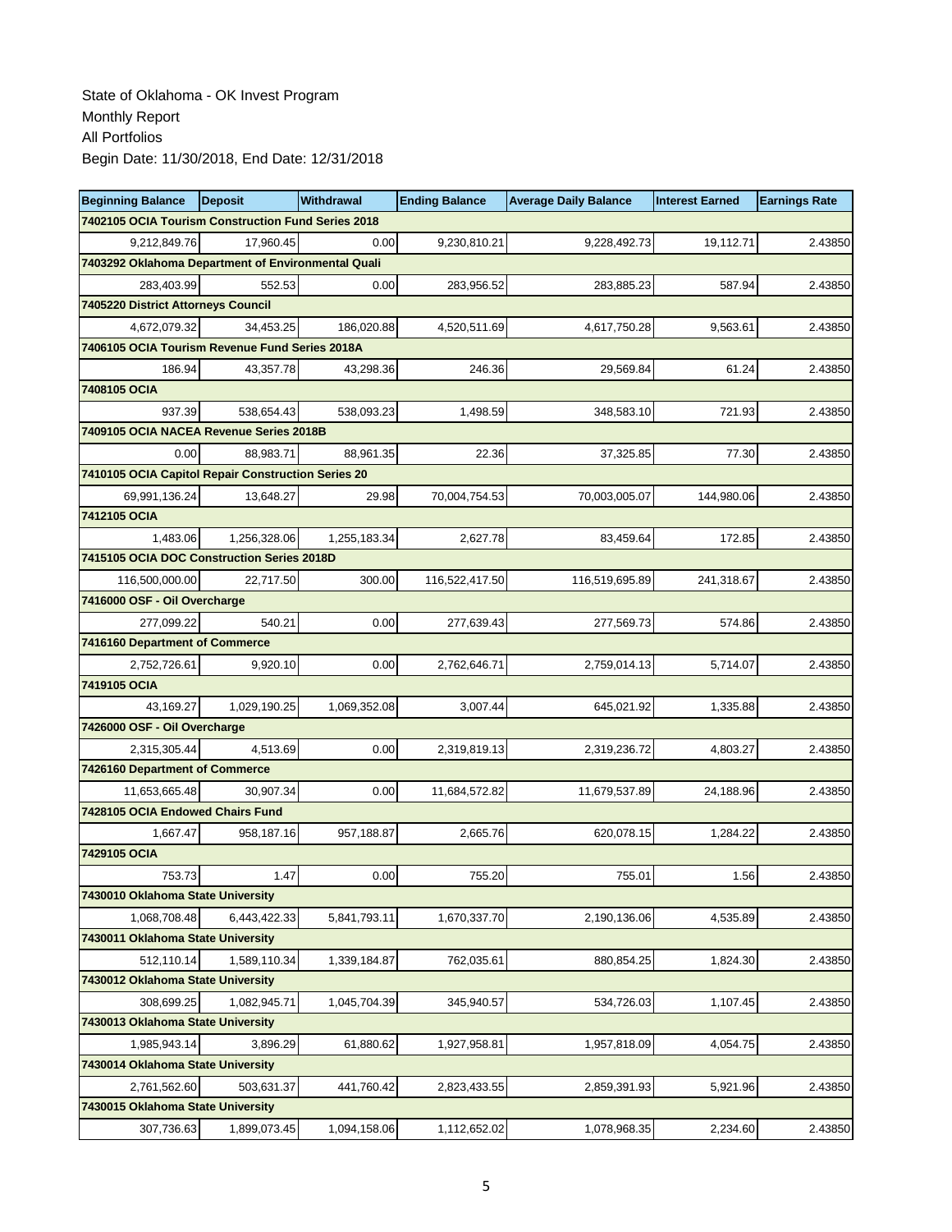State of Oklahoma - OK Invest Program
Monthly Report
All Portfolios
Begin Date: 11/30/2018, End Date: 12/31/2018

| Beginning Balance | Deposit | Withdrawal | Ending Balance | Average Daily Balance | Interest Earned | Earnings Rate |
|---|---|---|---|---|---|---|
| **7402105 OCIA Tourism Construction Fund Series 2018** | | | | | | |
| 9,212,849.76 | 17,960.45 | 0.00 | 9,230,810.21 | 9,228,492.73 | 19,112.71 | 2.43850 |
| **7403292 Oklahoma Department of Environmental Quali** | | | | | | |
| 283,403.99 | 552.53 | 0.00 | 283,956.52 | 283,885.23 | 587.94 | 2.43850 |
| **7405220 District Attorneys Council** | | | | | | |
| 4,672,079.32 | 34,453.25 | 186,020.88 | 4,520,511.69 | 4,617,750.28 | 9,563.61 | 2.43850 |
| **7406105 OCIA Tourism Revenue Fund Series 2018A** | | | | | | |
| 186.94 | 43,357.78 | 43,298.36 | 246.36 | 29,569.84 | 61.24 | 2.43850 |
| **7408105 OCIA** | | | | | | |
| 937.39 | 538,654.43 | 538,093.23 | 1,498.59 | 348,583.10 | 721.93 | 2.43850 |
| **7409105 OCIA NACEA Revenue Series 2018B** | | | | | | |
| 0.00 | 88,983.71 | 88,961.35 | 22.36 | 37,325.85 | 77.30 | 2.43850 |
| **7410105 OCIA Capitol Repair Construction Series 20** | | | | | | |
| 69,991,136.24 | 13,648.27 | 29.98 | 70,004,754.53 | 70,003,005.07 | 144,980.06 | 2.43850 |
| **7412105 OCIA** | | | | | | |
| 1,483.06 | 1,256,328.06 | 1,255,183.34 | 2,627.78 | 83,459.64 | 172.85 | 2.43850 |
| **7415105 OCIA DOC Construction Series 2018D** | | | | | | |
| 116,500,000.00 | 22,717.50 | 300.00 | 116,522,417.50 | 116,519,695.89 | 241,318.67 | 2.43850 |
| **7416000 OSF - Oil Overcharge** | | | | | | |
| 277,099.22 | 540.21 | 0.00 | 277,639.43 | 277,569.73 | 574.86 | 2.43850 |
| **7416160 Department of Commerce** | | | | | | |
| 2,752,726.61 | 9,920.10 | 0.00 | 2,762,646.71 | 2,759,014.13 | 5,714.07 | 2.43850 |
| **7419105 OCIA** | | | | | | |
| 43,169.27 | 1,029,190.25 | 1,069,352.08 | 3,007.44 | 645,021.92 | 1,335.88 | 2.43850 |
| **7426000 OSF - Oil Overcharge** | | | | | | |
| 2,315,305.44 | 4,513.69 | 0.00 | 2,319,819.13 | 2,319,236.72 | 4,803.27 | 2.43850 |
| **7426160 Department of Commerce** | | | | | | |
| 11,653,665.48 | 30,907.34 | 0.00 | 11,684,572.82 | 11,679,537.89 | 24,188.96 | 2.43850 |
| **7428105 OCIA Endowed Chairs Fund** | | | | | | |
| 1,667.47 | 958,187.16 | 957,188.87 | 2,665.76 | 620,078.15 | 1,284.22 | 2.43850 |
| **7429105 OCIA** | | | | | | |
| 753.73 | 1.47 | 0.00 | 755.20 | 755.01 | 1.56 | 2.43850 |
| **7430010 Oklahoma State University** | | | | | | |
| 1,068,708.48 | 6,443,422.33 | 5,841,793.11 | 1,670,337.70 | 2,190,136.06 | 4,535.89 | 2.43850 |
| **7430011 Oklahoma State University** | | | | | | |
| 512,110.14 | 1,589,110.34 | 1,339,184.87 | 762,035.61 | 880,854.25 | 1,824.30 | 2.43850 |
| **7430012 Oklahoma State University** | | | | | | |
| 308,699.25 | 1,082,945.71 | 1,045,704.39 | 345,940.57 | 534,726.03 | 1,107.45 | 2.43850 |
| **7430013 Oklahoma State University** | | | | | | |
| 1,985,943.14 | 3,896.29 | 61,880.62 | 1,927,958.81 | 1,957,818.09 | 4,054.75 | 2.43850 |
| **7430014 Oklahoma State University** | | | | | | |
| 2,761,562.60 | 503,631.37 | 441,760.42 | 2,823,433.55 | 2,859,391.93 | 5,921.96 | 2.43850 |
| **7430015 Oklahoma State University** | | | | | | |
| 307,736.63 | 1,899,073.45 | 1,094,158.06 | 1,112,652.02 | 1,078,968.35 | 2,234.60 | 2.43850 |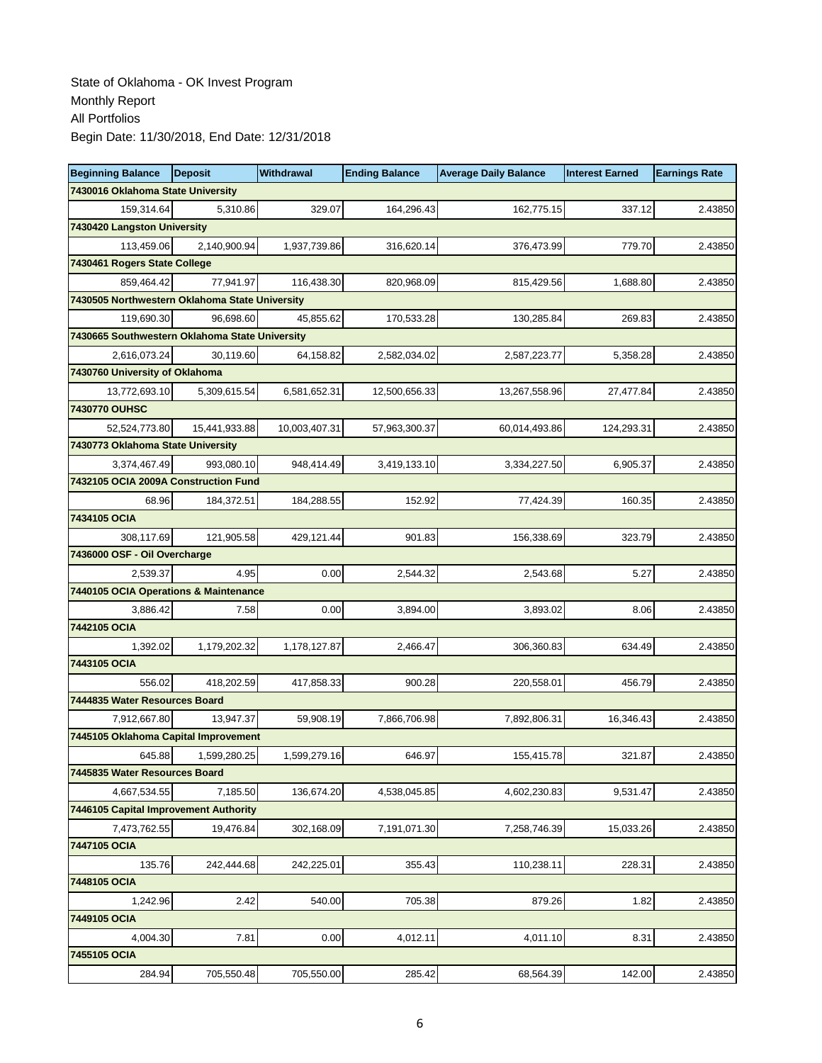State of Oklahoma - OK Invest Program
Monthly Report
All Portfolios
Begin Date: 11/30/2018, End Date: 12/31/2018

| Beginning Balance | Deposit | Withdrawal | Ending Balance | Average Daily Balance | Interest Earned | Earnings Rate |
|---|---|---|---|---|---|---|
| **7430016 Oklahoma State University** | | | | | | |
| 159,314.64 | 5,310.86 | 329.07 | 164,296.43 | 162,775.15 | 337.12 | 2.43850 |
| **7430420 Langston University** | | | | | | |
| 113,459.06 | 2,140,900.94 | 1,937,739.86 | 316,620.14 | 376,473.99 | 779.70 | 2.43850 |
| **7430461 Rogers State College** | | | | | | |
| 859,464.42 | 77,941.97 | 116,438.30 | 820,968.09 | 815,429.56 | 1,688.80 | 2.43850 |
| **7430505 Northwestern Oklahoma State University** | | | | | | |
| 119,690.30 | 96,698.60 | 45,855.62 | 170,533.28 | 130,285.84 | 269.83 | 2.43850 |
| **7430665 Southwestern Oklahoma State University** | | | | | | |
| 2,616,073.24 | 30,119.60 | 64,158.82 | 2,582,034.02 | 2,587,223.77 | 5,358.28 | 2.43850 |
| **7430760 University of Oklahoma** | | | | | | |
| 13,772,693.10 | 5,309,615.54 | 6,581,652.31 | 12,500,656.33 | 13,267,558.96 | 27,477.84 | 2.43850 |
| **7430770 OUHSC** | | | | | | |
| 52,524,773.80 | 15,441,933.88 | 10,003,407.31 | 57,963,300.37 | 60,014,493.86 | 124,293.31 | 2.43850 |
| **7430773 Oklahoma State University** | | | | | | |
| 3,374,467.49 | 993,080.10 | 948,414.49 | 3,419,133.10 | 3,334,227.50 | 6,905.37 | 2.43850 |
| **7432105 OCIA 2009A Construction Fund** | | | | | | |
| 68.96 | 184,372.51 | 184,288.55 | 152.92 | 77,424.39 | 160.35 | 2.43850 |
| **7434105 OCIA** | | | | | | |
| 308,117.69 | 121,905.58 | 429,121.44 | 901.83 | 156,338.69 | 323.79 | 2.43850 |
| **7436000 OSF - Oil Overcharge** | | | | | | |
| 2,539.37 | 4.95 | 0.00 | 2,544.32 | 2,543.68 | 5.27 | 2.43850 |
| **7440105 OCIA Operations & Maintenance** | | | | | | |
| 3,886.42 | 7.58 | 0.00 | 3,894.00 | 3,893.02 | 8.06 | 2.43850 |
| **7442105 OCIA** | | | | | | |
| 1,392.02 | 1,179,202.32 | 1,178,127.87 | 2,466.47 | 306,360.83 | 634.49 | 2.43850 |
| **7443105 OCIA** | | | | | | |
| 556.02 | 418,202.59 | 417,858.33 | 900.28 | 220,558.01 | 456.79 | 2.43850 |
| **7444835 Water Resources Board** | | | | | | |
| 7,912,667.80 | 13,947.37 | 59,908.19 | 7,866,706.98 | 7,892,806.31 | 16,346.43 | 2.43850 |
| **7445105 Oklahoma Capital Improvement** | | | | | | |
| 645.88 | 1,599,280.25 | 1,599,279.16 | 646.97 | 155,415.78 | 321.87 | 2.43850 |
| **7445835 Water Resources Board** | | | | | | |
| 4,667,534.55 | 7,185.50 | 136,674.20 | 4,538,045.85 | 4,602,230.83 | 9,531.47 | 2.43850 |
| **7446105 Capital Improvement Authority** | | | | | | |
| 7,473,762.55 | 19,476.84 | 302,168.09 | 7,191,071.30 | 7,258,746.39 | 15,033.26 | 2.43850 |
| **7447105 OCIA** | | | | | | |
| 135.76 | 242,444.68 | 242,225.01 | 355.43 | 110,238.11 | 228.31 | 2.43850 |
| **7448105 OCIA** | | | | | | |
| 1,242.96 | 2.42 | 540.00 | 705.38 | 879.26 | 1.82 | 2.43850 |
| **7449105 OCIA** | | | | | | |
| 4,004.30 | 7.81 | 0.00 | 4,012.11 | 4,011.10 | 8.31 | 2.43850 |
| **7455105 OCIA** | | | | | | |
| 284.94 | 705,550.48 | 705,550.00 | 285.42 | 68,564.39 | 142.00 | 2.43850 |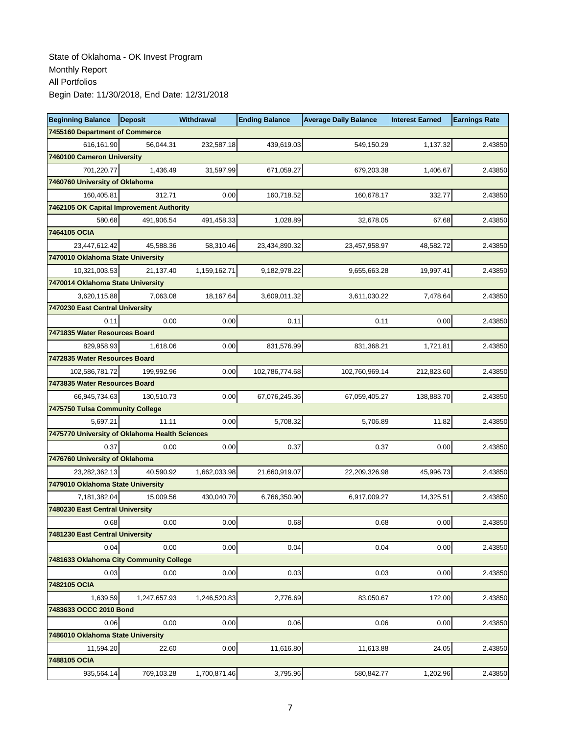State of Oklahoma - OK Invest Program
Monthly Report
All Portfolios
Begin Date: 11/30/2018, End Date: 12/31/2018

| Beginning Balance | Deposit | Withdrawal | Ending Balance | Average Daily Balance | Interest Earned | Earnings Rate |
|---|---|---|---|---|---|---|
| **7455160 Department of Commerce** | | | | | | |
| 616,161.90 | 56,044.31 | 232,587.18 | 439,619.03 | 549,150.29 | 1,137.32 | 2.43850 |
| **7460100 Cameron University** | | | | | | |
| 701,220.77 | 1,436.49 | 31,597.99 | 671,059.27 | 679,203.38 | 1,406.67 | 2.43850 |
| **7460760 University of Oklahoma** | | | | | | |
| 160,405.81 | 312.71 | 0.00 | 160,718.52 | 160,678.17 | 332.77 | 2.43850 |
| **7462105 OK Capital Improvement Authority** | | | | | | |
| 580.68 | 491,906.54 | 491,458.33 | 1,028.89 | 32,678.05 | 67.68 | 2.43850 |
| **7464105 OCIA** | | | | | | |
| 23,447,612.42 | 45,588.36 | 58,310.46 | 23,434,890.32 | 23,457,958.97 | 48,582.72 | 2.43850 |
| **7470010 Oklahoma State University** | | | | | | |
| 10,321,003.53 | 21,137.40 | 1,159,162.71 | 9,182,978.22 | 9,655,663.28 | 19,997.41 | 2.43850 |
| **7470014 Oklahoma State University** | | | | | | |
| 3,620,115.88 | 7,063.08 | 18,167.64 | 3,609,011.32 | 3,611,030.22 | 7,478.64 | 2.43850 |
| **7470230 East Central University** | | | | | | |
| 0.11 | 0.00 | 0.00 | 0.11 | 0.11 | 0.00 | 2.43850 |
| **7471835 Water Resources Board** | | | | | | |
| 829,958.93 | 1,618.06 | 0.00 | 831,576.99 | 831,368.21 | 1,721.81 | 2.43850 |
| **7472835 Water Resources Board** | | | | | | |
| 102,586,781.72 | 199,992.96 | 0.00 | 102,786,774.68 | 102,760,969.14 | 212,823.60 | 2.43850 |
| **7473835 Water Resources Board** | | | | | | |
| 66,945,734.63 | 130,510.73 | 0.00 | 67,076,245.36 | 67,059,405.27 | 138,883.70 | 2.43850 |
| **7475750 Tulsa Community College** | | | | | | |
| 5,697.21 | 11.11 | 0.00 | 5,708.32 | 5,706.89 | 11.82 | 2.43850 |
| **7475770 University of Oklahoma Health Sciences** | | | | | | |
| 0.37 | 0.00 | 0.00 | 0.37 | 0.37 | 0.00 | 2.43850 |
| **7476760 University of Oklahoma** | | | | | | |
| 23,282,362.13 | 40,590.92 | 1,662,033.98 | 21,660,919.07 | 22,209,326.98 | 45,996.73 | 2.43850 |
| **7479010 Oklahoma State University** | | | | | | |
| 7,181,382.04 | 15,009.56 | 430,040.70 | 6,766,350.90 | 6,917,009.27 | 14,325.51 | 2.43850 |
| **7480230 East Central University** | | | | | | |
| 0.68 | 0.00 | 0.00 | 0.68 | 0.68 | 0.00 | 2.43850 |
| **7481230 East Central University** | | | | | | |
| 0.04 | 0.00 | 0.00 | 0.04 | 0.04 | 0.00 | 2.43850 |
| **7481633 Oklahoma City Community College** | | | | | | |
| 0.03 | 0.00 | 0.00 | 0.03 | 0.03 | 0.00 | 2.43850 |
| **7482105 OCIA** | | | | | | |
| 1,639.59 | 1,247,657.93 | 1,246,520.83 | 2,776.69 | 83,050.67 | 172.00 | 2.43850 |
| **7483633 OCCC 2010 Bond** | | | | | | |
| 0.06 | 0.00 | 0.00 | 0.06 | 0.06 | 0.00 | 2.43850 |
| **7486010 Oklahoma State University** | | | | | | |
| 11,594.20 | 22.60 | 0.00 | 11,616.80 | 11,613.88 | 24.05 | 2.43850 |
| **7488105 OCIA** | | | | | | |
| 935,564.14 | 769,103.28 | 1,700,871.46 | 3,795.96 | 580,842.77 | 1,202.96 | 2.43850 |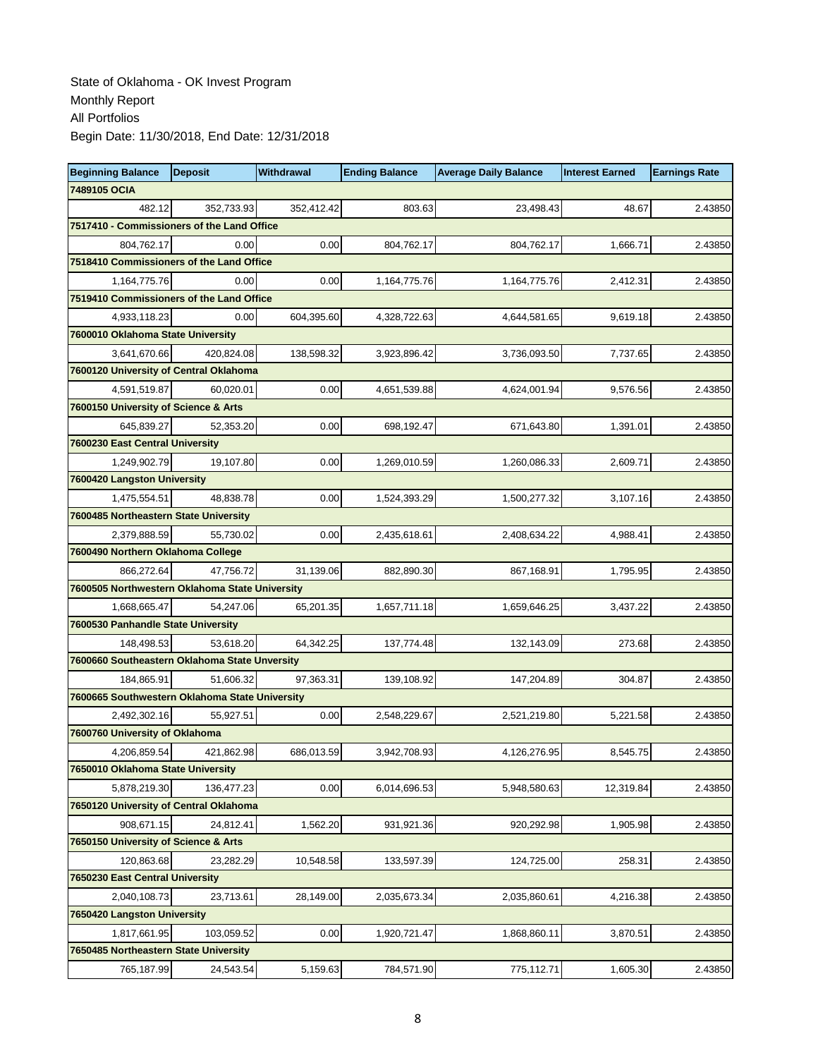State of Oklahoma - OK Invest Program
Monthly Report
All Portfolios
Begin Date: 11/30/2018, End Date: 12/31/2018

| Beginning Balance | Deposit | Withdrawal | Ending Balance | Average Daily Balance | Interest Earned | Earnings Rate |
|---|---|---|---|---|---|---|
| **7489105 OCIA** | | | | | | |
| 482.12 | 352,733.93 | 352,412.42 | 803.63 | 23,498.43 | 48.67 | 2.43850 |
| **7517410 - Commissioners of the Land Office** | | | | | | |
| 804,762.17 | 0.00 | 0.00 | 804,762.17 | 804,762.17 | 1,666.71 | 2.43850 |
| **7518410 Commissioners of the Land Office** | | | | | | |
| 1,164,775.76 | 0.00 | 0.00 | 1,164,775.76 | 1,164,775.76 | 2,412.31 | 2.43850 |
| **7519410 Commissioners of the Land Office** | | | | | | |
| 4,933,118.23 | 0.00 | 604,395.60 | 4,328,722.63 | 4,644,581.65 | 9,619.18 | 2.43850 |
| **7600010 Oklahoma State University** | | | | | | |
| 3,641,670.66 | 420,824.08 | 138,598.32 | 3,923,896.42 | 3,736,093.50 | 7,737.65 | 2.43850 |
| **7600120 University of Central Oklahoma** | | | | | | |
| 4,591,519.87 | 60,020.01 | 0.00 | 4,651,539.88 | 4,624,001.94 | 9,576.56 | 2.43850 |
| **7600150 University of Science & Arts** | | | | | | |
| 645,839.27 | 52,353.20 | 0.00 | 698,192.47 | 671,643.80 | 1,391.01 | 2.43850 |
| **7600230 East Central University** | | | | | | |
| 1,249,902.79 | 19,107.80 | 0.00 | 1,269,010.59 | 1,260,086.33 | 2,609.71 | 2.43850 |
| **7600420 Langston University** | | | | | | |
| 1,475,554.51 | 48,838.78 | 0.00 | 1,524,393.29 | 1,500,277.32 | 3,107.16 | 2.43850 |
| **7600485 Northeastern State University** | | | | | | |
| 2,379,888.59 | 55,730.02 | 0.00 | 2,435,618.61 | 2,408,634.22 | 4,988.41 | 2.43850 |
| **7600490 Northern Oklahoma College** | | | | | | |
| 866,272.64 | 47,756.72 | 31,139.06 | 882,890.30 | 867,168.91 | 1,795.95 | 2.43850 |
| **7600505 Northwestern Oklahoma State University** | | | | | | |
| 1,668,665.47 | 54,247.06 | 65,201.35 | 1,657,711.18 | 1,659,646.25 | 3,437.22 | 2.43850 |
| **7600530 Panhandle State University** | | | | | | |
| 148,498.53 | 53,618.20 | 64,342.25 | 137,774.48 | 132,143.09 | 273.68 | 2.43850 |
| **7600660 Southeastern Oklahoma State Unversity** | | | | | | |
| 184,865.91 | 51,606.32 | 97,363.31 | 139,108.92 | 147,204.89 | 304.87 | 2.43850 |
| **7600665 Southwestern Oklahoma State University** | | | | | | |
| 2,492,302.16 | 55,927.51 | 0.00 | 2,548,229.67 | 2,521,219.80 | 5,221.58 | 2.43850 |
| **7600760 University of Oklahoma** | | | | | | |
| 4,206,859.54 | 421,862.98 | 686,013.59 | 3,942,708.93 | 4,126,276.95 | 8,545.75 | 2.43850 |
| **7650010 Oklahoma State University** | | | | | | |
| 5,878,219.30 | 136,477.23 | 0.00 | 6,014,696.53 | 5,948,580.63 | 12,319.84 | 2.43850 |
| **7650120 University of Central Oklahoma** | | | | | | |
| 908,671.15 | 24,812.41 | 1,562.20 | 931,921.36 | 920,292.98 | 1,905.98 | 2.43850 |
| **7650150 University of Science & Arts** | | | | | | |
| 120,863.68 | 23,282.29 | 10,548.58 | 133,597.39 | 124,725.00 | 258.31 | 2.43850 |
| **7650230 East Central University** | | | | | | |
| 2,040,108.73 | 23,713.61 | 28,149.00 | 2,035,673.34 | 2,035,860.61 | 4,216.38 | 2.43850 |
| **7650420 Langston University** | | | | | | |
| 1,817,661.95 | 103,059.52 | 0.00 | 1,920,721.47 | 1,868,860.11 | 3,870.51 | 2.43850 |
| **7650485 Northeastern State University** | | | | | | |
| 765,187.99 | 24,543.54 | 5,159.63 | 784,571.90 | 775,112.71 | 1,605.30 | 2.43850 |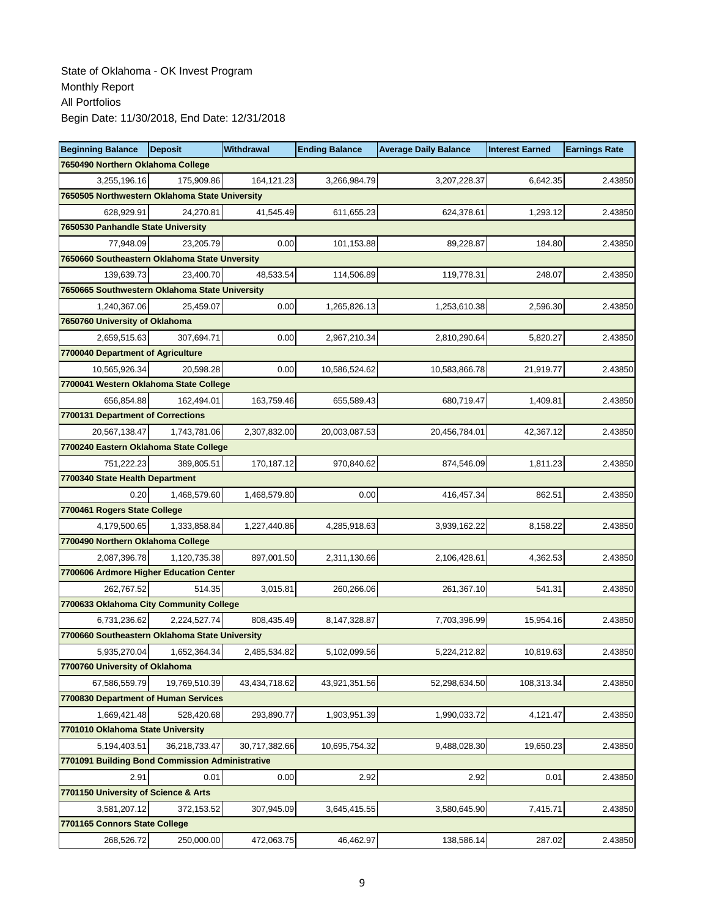State of Oklahoma - OK Invest Program
Monthly Report
All Portfolios
Begin Date: 11/30/2018, End Date: 12/31/2018

| Beginning Balance | Deposit | Withdrawal | Ending Balance | Average Daily Balance | Interest Earned | Earnings Rate |
|---|---|---|---|---|---|---|
| **7650490 Northern Oklahoma College** | | | | | | |
| 3,255,196.16 | 175,909.86 | 164,121.23 | 3,266,984.79 | 3,207,228.37 | 6,642.35 | 2.43850 |
| **7650505 Northwestern Oklahoma State University** | | | | | | |
| 628,929.91 | 24,270.81 | 41,545.49 | 611,655.23 | 624,378.61 | 1,293.12 | 2.43850 |
| **7650530 Panhandle State University** | | | | | | |
| 77,948.09 | 23,205.79 | 0.00 | 101,153.88 | 89,228.87 | 184.80 | 2.43850 |
| **7650660 Southeastern Oklahoma State Unversity** | | | | | | |
| 139,639.73 | 23,400.70 | 48,533.54 | 114,506.89 | 119,778.31 | 248.07 | 2.43850 |
| **7650665 Southwestern Oklahoma State University** | | | | | | |
| 1,240,367.06 | 25,459.07 | 0.00 | 1,265,826.13 | 1,253,610.38 | 2,596.30 | 2.43850 |
| **7650760 University of Oklahoma** | | | | | | |
| 2,659,515.63 | 307,694.71 | 0.00 | 2,967,210.34 | 2,810,290.64 | 5,820.27 | 2.43850 |
| **7700040 Department of Agriculture** | | | | | | |
| 10,565,926.34 | 20,598.28 | 0.00 | 10,586,524.62 | 10,583,866.78 | 21,919.77 | 2.43850 |
| **7700041 Western Oklahoma State College** | | | | | | |
| 656,854.88 | 162,494.01 | 163,759.46 | 655,589.43 | 680,719.47 | 1,409.81 | 2.43850 |
| **7700131 Department of Corrections** | | | | | | |
| 20,567,138.47 | 1,743,781.06 | 2,307,832.00 | 20,003,087.53 | 20,456,784.01 | 42,367.12 | 2.43850 |
| **7700240 Eastern Oklahoma State College** | | | | | | |
| 751,222.23 | 389,805.51 | 170,187.12 | 970,840.62 | 874,546.09 | 1,811.23 | 2.43850 |
| **7700340 State Health Department** | | | | | | |
| 0.20 | 1,468,579.60 | 1,468,579.80 | 0.00 | 416,457.34 | 862.51 | 2.43850 |
| **7700461 Rogers State College** | | | | | | |
| 4,179,500.65 | 1,333,858.84 | 1,227,440.86 | 4,285,918.63 | 3,939,162.22 | 8,158.22 | 2.43850 |
| **7700490 Northern Oklahoma College** | | | | | | |
| 2,087,396.78 | 1,120,735.38 | 897,001.50 | 2,311,130.66 | 2,106,428.61 | 4,362.53 | 2.43850 |
| **7700606 Ardmore Higher Education Center** | | | | | | |
| 262,767.52 | 514.35 | 3,015.81 | 260,266.06 | 261,367.10 | 541.31 | 2.43850 |
| **7700633 Oklahoma City Community College** | | | | | | |
| 6,731,236.62 | 2,224,527.74 | 808,435.49 | 8,147,328.87 | 7,703,396.99 | 15,954.16 | 2.43850 |
| **7700660 Southeastern Oklahoma State University** | | | | | | |
| 5,935,270.04 | 1,652,364.34 | 2,485,534.82 | 5,102,099.56 | 5,224,212.82 | 10,819.63 | 2.43850 |
| **7700760 University of Oklahoma** | | | | | | |
| 67,586,559.79 | 19,769,510.39 | 43,434,718.62 | 43,921,351.56 | 52,298,634.50 | 108,313.34 | 2.43850 |
| **7700830 Department of Human Services** | | | | | | |
| 1,669,421.48 | 528,420.68 | 293,890.77 | 1,903,951.39 | 1,990,033.72 | 4,121.47 | 2.43850 |
| **7701010 Oklahoma State University** | | | | | | |
| 5,194,403.51 | 36,218,733.47 | 30,717,382.66 | 10,695,754.32 | 9,488,028.30 | 19,650.23 | 2.43850 |
| **7701091 Building Bond Commission Administrative** | | | | | | |
| 2.91 | 0.01 | 0.00 | 2.92 | 2.92 | 0.01 | 2.43850 |
| **7701150 University of Science & Arts** | | | | | | |
| 3,581,207.12 | 372,153.52 | 307,945.09 | 3,645,415.55 | 3,580,645.90 | 7,415.71 | 2.43850 |
| **7701165 Connors State College** | | | | | | |
| 268,526.72 | 250,000.00 | 472,063.75 | 46,462.97 | 138,586.14 | 287.02 | 2.43850 |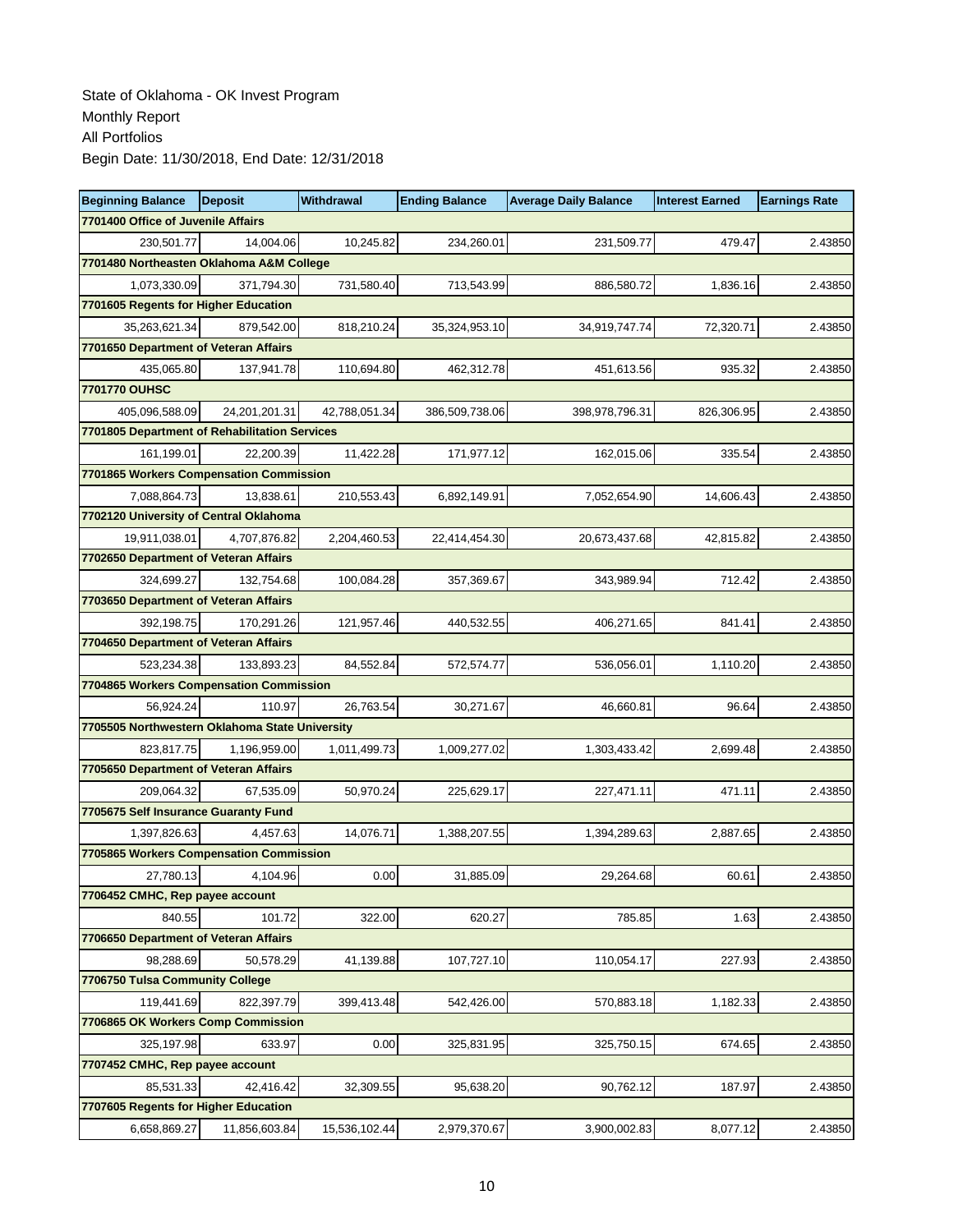State of Oklahoma - OK Invest Program
Monthly Report
All Portfolios
Begin Date: 11/30/2018, End Date: 12/31/2018

| Beginning Balance | Deposit | Withdrawal | Ending Balance | Average Daily Balance | Interest Earned | Earnings Rate |
|---|---|---|---|---|---|---|
| **7701400 Office of Juvenile Affairs** | | | | | | |
| 230,501.77 | 14,004.06 | 10,245.82 | 234,260.01 | 231,509.77 | 479.47 | 2.43850 |
| **7701480 Northeasten Oklahoma A&M College** | | | | | | |
| 1,073,330.09 | 371,794.30 | 731,580.40 | 713,543.99 | 886,580.72 | 1,836.16 | 2.43850 |
| **7701605 Regents for Higher Education** | | | | | | |
| 35,263,621.34 | 879,542.00 | 818,210.24 | 35,324,953.10 | 34,919,747.74 | 72,320.71 | 2.43850 |
| **7701650 Department of Veteran Affairs** | | | | | | |
| 435,065.80 | 137,941.78 | 110,694.80 | 462,312.78 | 451,613.56 | 935.32 | 2.43850 |
| **7701770 OUHSC** | | | | | | |
| 405,096,588.09 | 24,201,201.31 | 42,788,051.34 | 386,509,738.06 | 398,978,796.31 | 826,306.95 | 2.43850 |
| **7701805 Department of Rehabilitation Services** | | | | | | |
| 161,199.01 | 22,200.39 | 11,422.28 | 171,977.12 | 162,015.06 | 335.54 | 2.43850 |
| **7701865 Workers Compensation Commission** | | | | | | |
| 7,088,864.73 | 13,838.61 | 210,553.43 | 6,892,149.91 | 7,052,654.90 | 14,606.43 | 2.43850 |
| **7702120 University of Central Oklahoma** | | | | | | |
| 19,911,038.01 | 4,707,876.82 | 2,204,460.53 | 22,414,454.30 | 20,673,437.68 | 42,815.82 | 2.43850 |
| **7702650 Department of Veteran Affairs** | | | | | | |
| 324,699.27 | 132,754.68 | 100,084.28 | 357,369.67 | 343,989.94 | 712.42 | 2.43850 |
| **7703650 Department of Veteran Affairs** | | | | | | |
| 392,198.75 | 170,291.26 | 121,957.46 | 440,532.55 | 406,271.65 | 841.41 | 2.43850 |
| **7704650 Department of Veteran Affairs** | | | | | | |
| 523,234.38 | 133,893.23 | 84,552.84 | 572,574.77 | 536,056.01 | 1,110.20 | 2.43850 |
| **7704865 Workers Compensation Commission** | | | | | | |
| 56,924.24 | 110.97 | 26,763.54 | 30,271.67 | 46,660.81 | 96.64 | 2.43850 |
| **7705505 Northwestern Oklahoma State University** | | | | | | |
| 823,817.75 | 1,196,959.00 | 1,011,499.73 | 1,009,277.02 | 1,303,433.42 | 2,699.48 | 2.43850 |
| **7705650 Department of Veteran Affairs** | | | | | | |
| 209,064.32 | 67,535.09 | 50,970.24 | 225,629.17 | 227,471.11 | 471.11 | 2.43850 |
| **7705675 Self Insurance Guaranty Fund** | | | | | | |
| 1,397,826.63 | 4,457.63 | 14,076.71 | 1,388,207.55 | 1,394,289.63 | 2,887.65 | 2.43850 |
| **7705865 Workers Compensation Commission** | | | | | | |
| 27,780.13 | 4,104.96 | 0.00 | 31,885.09 | 29,264.68 | 60.61 | 2.43850 |
| **7706452 CMHC, Rep payee account** | | | | | | |
| 840.55 | 101.72 | 322.00 | 620.27 | 785.85 | 1.63 | 2.43850 |
| **7706650 Department of Veteran Affairs** | | | | | | |
| 98,288.69 | 50,578.29 | 41,139.88 | 107,727.10 | 110,054.17 | 227.93 | 2.43850 |
| **7706750 Tulsa Community College** | | | | | | |
| 119,441.69 | 822,397.79 | 399,413.48 | 542,426.00 | 570,883.18 | 1,182.33 | 2.43850 |
| **7706865 OK Workers Comp Commission** | | | | | | |
| 325,197.98 | 633.97 | 0.00 | 325,831.95 | 325,750.15 | 674.65 | 2.43850 |
| **7707452 CMHC, Rep payee account** | | | | | | |
| 85,531.33 | 42,416.42 | 32,309.55 | 95,638.20 | 90,762.12 | 187.97 | 2.43850 |
| **7707605 Regents for Higher Education** | | | | | | |
| 6,658,869.27 | 11,856,603.84 | 15,536,102.44 | 2,979,370.67 | 3,900,002.83 | 8,077.12 | 2.43850 |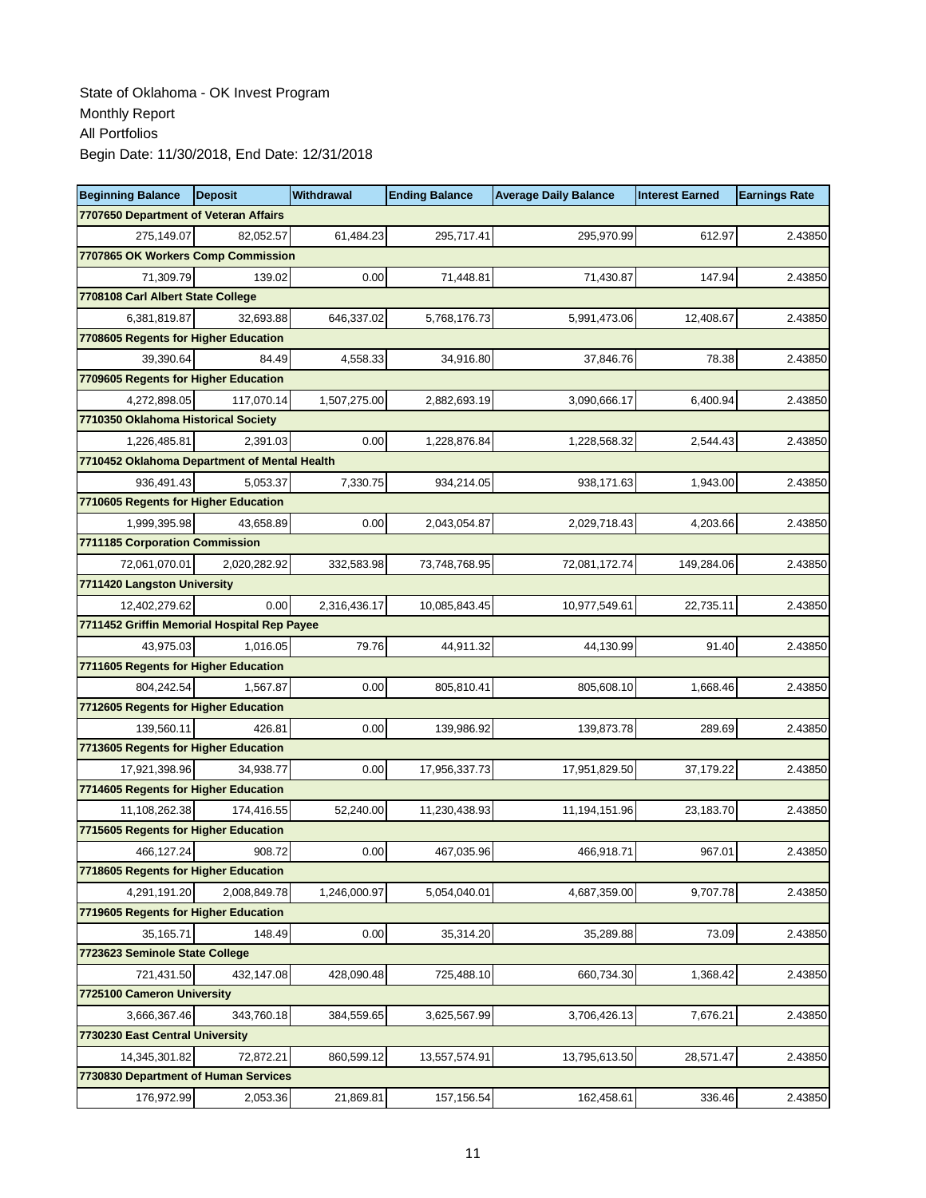State of Oklahoma - OK Invest Program
Monthly Report
All Portfolios
Begin Date: 11/30/2018, End Date: 12/31/2018

| Beginning Balance | Deposit | Withdrawal | Ending Balance | Average Daily Balance | Interest Earned | Earnings Rate |
|---|---|---|---|---|---|---|
| **7707650 Department of Veteran Affairs** | | | | | | |
| 275,149.07 | 82,052.57 | 61,484.23 | 295,717.41 | 295,970.99 | 612.97 | 2.43850 |
| **7707865 OK Workers Comp Commission** | | | | | | |
| 71,309.79 | 139.02 | 0.00 | 71,448.81 | 71,430.87 | 147.94 | 2.43850 |
| **7708108 Carl Albert State College** | | | | | | |
| 6,381,819.87 | 32,693.88 | 646,337.02 | 5,768,176.73 | 5,991,473.06 | 12,408.67 | 2.43850 |
| **7708605 Regents for Higher Education** | | | | | | |
| 39,390.64 | 84.49 | 4,558.33 | 34,916.80 | 37,846.76 | 78.38 | 2.43850 |
| **7709605 Regents for Higher Education** | | | | | | |
| 4,272,898.05 | 117,070.14 | 1,507,275.00 | 2,882,693.19 | 3,090,666.17 | 6,400.94 | 2.43850 |
| **7710350 Oklahoma Historical Society** | | | | | | |
| 1,226,485.81 | 2,391.03 | 0.00 | 1,228,876.84 | 1,228,568.32 | 2,544.43 | 2.43850 |
| **7710452 Oklahoma Department of Mental Health** | | | | | | |
| 936,491.43 | 5,053.37 | 7,330.75 | 934,214.05 | 938,171.63 | 1,943.00 | 2.43850 |
| **7710605 Regents for Higher Education** | | | | | | |
| 1,999,395.98 | 43,658.89 | 0.00 | 2,043,054.87 | 2,029,718.43 | 4,203.66 | 2.43850 |
| **7711185 Corporation Commission** | | | | | | |
| 72,061,070.01 | 2,020,282.92 | 332,583.98 | 73,748,768.95 | 72,081,172.74 | 149,284.06 | 2.43850 |
| **7711420 Langston University** | | | | | | |
| 12,402,279.62 | 0.00 | 2,316,436.17 | 10,085,843.45 | 10,977,549.61 | 22,735.11 | 2.43850 |
| **7711452 Griffin Memorial Hospital Rep Payee** | | | | | | |
| 43,975.03 | 1,016.05 | 79.76 | 44,911.32 | 44,130.99 | 91.40 | 2.43850 |
| **7711605 Regents for Higher Education** | | | | | | |
| 804,242.54 | 1,567.87 | 0.00 | 805,810.41 | 805,608.10 | 1,668.46 | 2.43850 |
| **7712605 Regents for Higher Education** | | | | | | |
| 139,560.11 | 426.81 | 0.00 | 139,986.92 | 139,873.78 | 289.69 | 2.43850 |
| **7713605 Regents for Higher Education** | | | | | | |
| 17,921,398.96 | 34,938.77 | 0.00 | 17,956,337.73 | 17,951,829.50 | 37,179.22 | 2.43850 |
| **7714605 Regents for Higher Education** | | | | | | |
| 11,108,262.38 | 174,416.55 | 52,240.00 | 11,230,438.93 | 11,194,151.96 | 23,183.70 | 2.43850 |
| **7715605 Regents for Higher Education** | | | | | | |
| 466,127.24 | 908.72 | 0.00 | 467,035.96 | 466,918.71 | 967.01 | 2.43850 |
| **7718605 Regents for Higher Education** | | | | | | |
| 4,291,191.20 | 2,008,849.78 | 1,246,000.97 | 5,054,040.01 | 4,687,359.00 | 9,707.78 | 2.43850 |
| **7719605 Regents for Higher Education** | | | | | | |
| 35,165.71 | 148.49 | 0.00 | 35,314.20 | 35,289.88 | 73.09 | 2.43850 |
| **7723623 Seminole State College** | | | | | | |
| 721,431.50 | 432,147.08 | 428,090.48 | 725,488.10 | 660,734.30 | 1,368.42 | 2.43850 |
| **7725100 Cameron University** | | | | | | |
| 3,666,367.46 | 343,760.18 | 384,559.65 | 3,625,567.99 | 3,706,426.13 | 7,676.21 | 2.43850 |
| **7730230 East Central University** | | | | | | |
| 14,345,301.82 | 72,872.21 | 860,599.12 | 13,557,574.91 | 13,795,613.50 | 28,571.47 | 2.43850 |
| **7730830 Department of Human Services** | | | | | | |
| 176,972.99 | 2,053.36 | 21,869.81 | 157,156.54 | 162,458.61 | 336.46 | 2.43850 |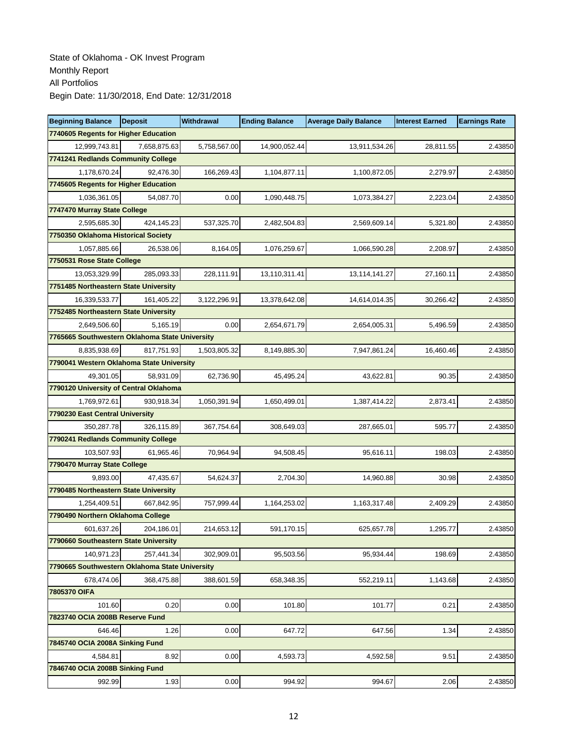State of Oklahoma - OK Invest Program
Monthly Report
All Portfolios
Begin Date: 11/30/2018, End Date: 12/31/2018

| Beginning Balance | Deposit | Withdrawal | Ending Balance | Average Daily Balance | Interest Earned | Earnings Rate |
|---|---|---|---|---|---|---|
| **7740605 Regents for Higher Education** | | | | | | |
| 12,999,743.81 | 7,658,875.63 | 5,758,567.00 | 14,900,052.44 | 13,911,534.26 | 28,811.55 | 2.43850 |
| **7741241 Redlands Community College** | | | | | | |
| 1,178,670.24 | 92,476.30 | 166,269.43 | 1,104,877.11 | 1,100,872.05 | 2,279.97 | 2.43850 |
| **7745605 Regents for Higher Education** | | | | | | |
| 1,036,361.05 | 54,087.70 | 0.00 | 1,090,448.75 | 1,073,384.27 | 2,223.04 | 2.43850 |
| **7747470 Murray State College** | | | | | | |
| 2,595,685.30 | 424,145.23 | 537,325.70 | 2,482,504.83 | 2,569,609.14 | 5,321.80 | 2.43850 |
| **7750350 Oklahoma Historical Society** | | | | | | |
| 1,057,885.66 | 26,538.06 | 8,164.05 | 1,076,259.67 | 1,066,590.28 | 2,208.97 | 2.43850 |
| **7750531 Rose State College** | | | | | | |
| 13,053,329.99 | 285,093.33 | 228,111.91 | 13,110,311.41 | 13,114,141.27 | 27,160.11 | 2.43850 |
| **7751485 Northeastern State University** | | | | | | |
| 16,339,533.77 | 161,405.22 | 3,122,296.91 | 13,378,642.08 | 14,614,014.35 | 30,266.42 | 2.43850 |
| **7752485 Northeastern State University** | | | | | | |
| 2,649,506.60 | 5,165.19 | 0.00 | 2,654,671.79 | 2,654,005.31 | 5,496.59 | 2.43850 |
| **7765665 Southwestern Oklahoma State University** | | | | | | |
| 8,835,938.69 | 817,751.93 | 1,503,805.32 | 8,149,885.30 | 7,947,861.24 | 16,460.46 | 2.43850 |
| **7790041 Western Oklahoma State University** | | | | | | |
| 49,301.05 | 58,931.09 | 62,736.90 | 45,495.24 | 43,622.81 | 90.35 | 2.43850 |
| **7790120 University of Central Oklahoma** | | | | | | |
| 1,769,972.61 | 930,918.34 | 1,050,391.94 | 1,650,499.01 | 1,387,414.22 | 2,873.41 | 2.43850 |
| **7790230 East Central University** | | | | | | |
| 350,287.78 | 326,115.89 | 367,754.64 | 308,649.03 | 287,665.01 | 595.77 | 2.43850 |
| **7790241 Redlands Community College** | | | | | | |
| 103,507.93 | 61,965.46 | 70,964.94 | 94,508.45 | 95,616.11 | 198.03 | 2.43850 |
| **7790470 Murray State College** | | | | | | |
| 9,893.00 | 47,435.67 | 54,624.37 | 2,704.30 | 14,960.88 | 30.98 | 2.43850 |
| **7790485 Northeastern State University** | | | | | | |
| 1,254,409.51 | 667,842.95 | 757,999.44 | 1,164,253.02 | 1,163,317.48 | 2,409.29 | 2.43850 |
| **7790490 Northern Oklahoma College** | | | | | | |
| 601,637.26 | 204,186.01 | 214,653.12 | 591,170.15 | 625,657.78 | 1,295.77 | 2.43850 |
| **7790660 Southeastern State University** | | | | | | |
| 140,971.23 | 257,441.34 | 302,909.01 | 95,503.56 | 95,934.44 | 198.69 | 2.43850 |
| **7790665 Southwestern Oklahoma State University** | | | | | | |
| 678,474.06 | 368,475.88 | 388,601.59 | 658,348.35 | 552,219.11 | 1,143.68 | 2.43850 |
| **7805370 OIFA** | | | | | | |
| 101.60 | 0.20 | 0.00 | 101.80 | 101.77 | 0.21 | 2.43850 |
| **7823740 OCIA 2008B Reserve Fund** | | | | | | |
| 646.46 | 1.26 | 0.00 | 647.72 | 647.56 | 1.34 | 2.43850 |
| **7845740 OCIA 2008A Sinking Fund** | | | | | | |
| 4,584.81 | 8.92 | 0.00 | 4,593.73 | 4,592.58 | 9.51 | 2.43850 |
| **7846740 OCIA 2008B Sinking Fund** | | | | | | |
| 992.99 | 1.93 | 0.00 | 994.92 | 994.67 | 2.06 | 2.43850 |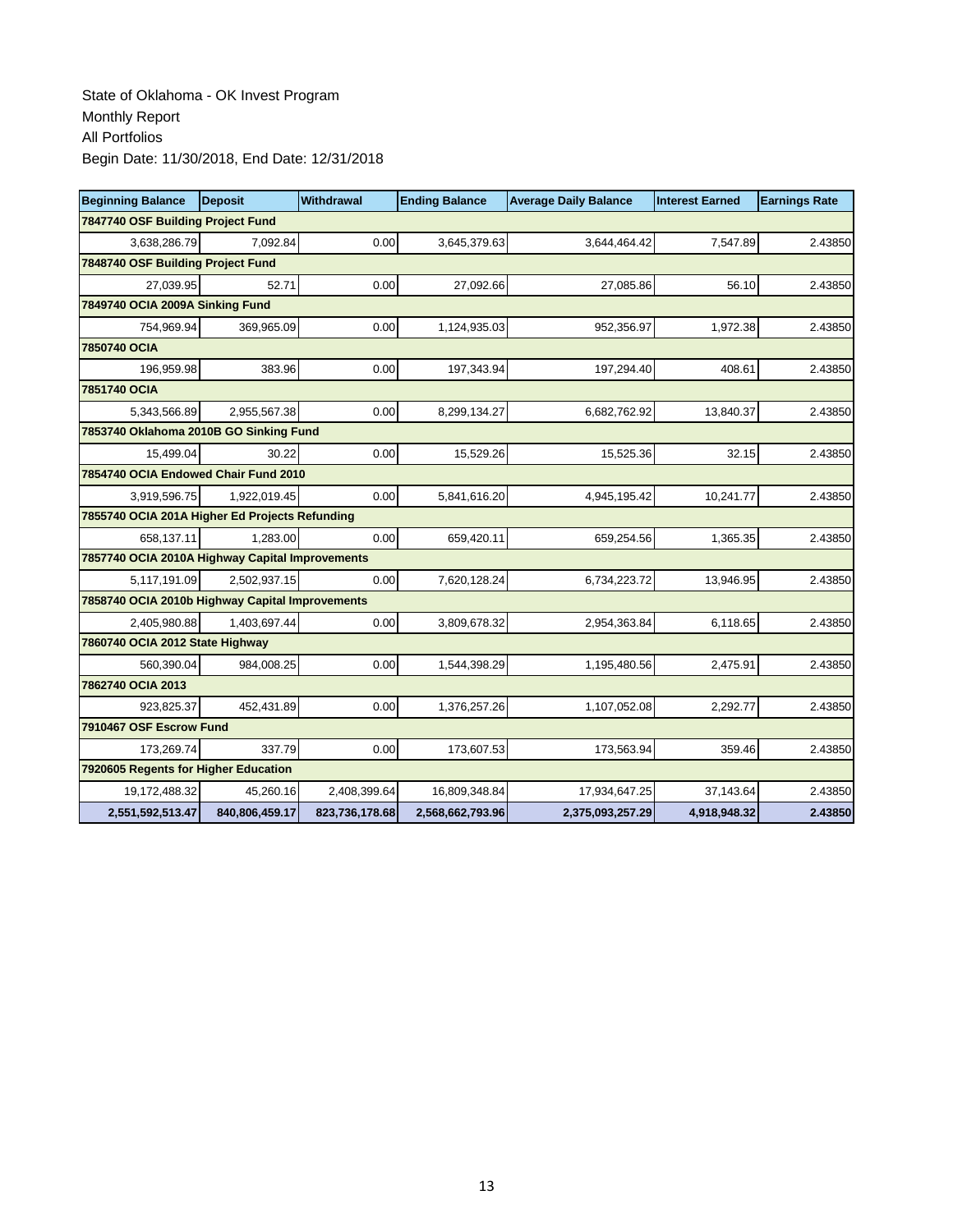State of Oklahoma - OK Invest Program
Monthly Report
All Portfolios
Begin Date: 11/30/2018, End Date: 12/31/2018

| Beginning Balance | Deposit | Withdrawal | Ending Balance | Average Daily Balance | Interest Earned | Earnings Rate |
|---|---|---|---|---|---|---|
| **7847740 OSF Building Project Fund** | | | | | | |
| 3,638,286.79 | 7,092.84 | 0.00 | 3,645,379.63 | 3,644,464.42 | 7,547.89 | 2.43850 |
| **7848740 OSF Building Project Fund** | | | | | | |
| 27,039.95 | 52.71 | 0.00 | 27,092.66 | 27,085.86 | 56.10 | 2.43850 |
| **7849740 OCIA 2009A Sinking Fund** | | | | | | |
| 754,969.94 | 369,965.09 | 0.00 | 1,124,935.03 | 952,356.97 | 1,972.38 | 2.43850 |
| **7850740 OCIA** | | | | | | |
| 196,959.98 | 383.96 | 0.00 | 197,343.94 | 197,294.40 | 408.61 | 2.43850 |
| **7851740 OCIA** | | | | | | |
| 5,343,566.89 | 2,955,567.38 | 0.00 | 8,299,134.27 | 6,682,762.92 | 13,840.37 | 2.43850 |
| **7853740 Oklahoma 2010B GO Sinking Fund** | | | | | | |
| 15,499.04 | 30.22 | 0.00 | 15,529.26 | 15,525.36 | 32.15 | 2.43850 |
| **7854740 OCIA Endowed Chair Fund 2010** | | | | | | |
| 3,919,596.75 | 1,922,019.45 | 0.00 | 5,841,616.20 | 4,945,195.42 | 10,241.77 | 2.43850 |
| **7855740 OCIA 201A Higher Ed Projects Refunding** | | | | | | |
| 658,137.11 | 1,283.00 | 0.00 | 659,420.11 | 659,254.56 | 1,365.35 | 2.43850 |
| **7857740 OCIA 2010A Highway Capital Improvements** | | | | | | |
| 5,117,191.09 | 2,502,937.15 | 0.00 | 7,620,128.24 | 6,734,223.72 | 13,946.95 | 2.43850 |
| **7858740 OCIA 2010b Highway Capital Improvements** | | | | | | |
| 2,405,980.88 | 1,403,697.44 | 0.00 | 3,809,678.32 | 2,954,363.84 | 6,118.65 | 2.43850 |
| **7860740 OCIA 2012 State Highway** | | | | | | |
| 560,390.04 | 984,008.25 | 0.00 | 1,544,398.29 | 1,195,480.56 | 2,475.91 | 2.43850 |
| **7862740 OCIA 2013** | | | | | | |
| 923,825.37 | 452,431.89 | 0.00 | 1,376,257.26 | 1,107,052.08 | 2,292.77 | 2.43850 |
| **7910467 OSF Escrow Fund** | | | | | | |
| 173,269.74 | 337.79 | 0.00 | 173,607.53 | 173,563.94 | 359.46 | 2.43850 |
| **7920605 Regents for Higher Education** | | | | | | |
| 19,172,488.32 | 45,260.16 | 2,408,399.64 | 16,809,348.84 | 17,934,647.25 | 37,143.64 | 2.43850 |
| **2,551,592,513.47** | **840,806,459.17** | **823,736,178.68** | **2,568,662,793.96** | **2,375,093,257.29** | **4,918,948.32** | **2.43850** |